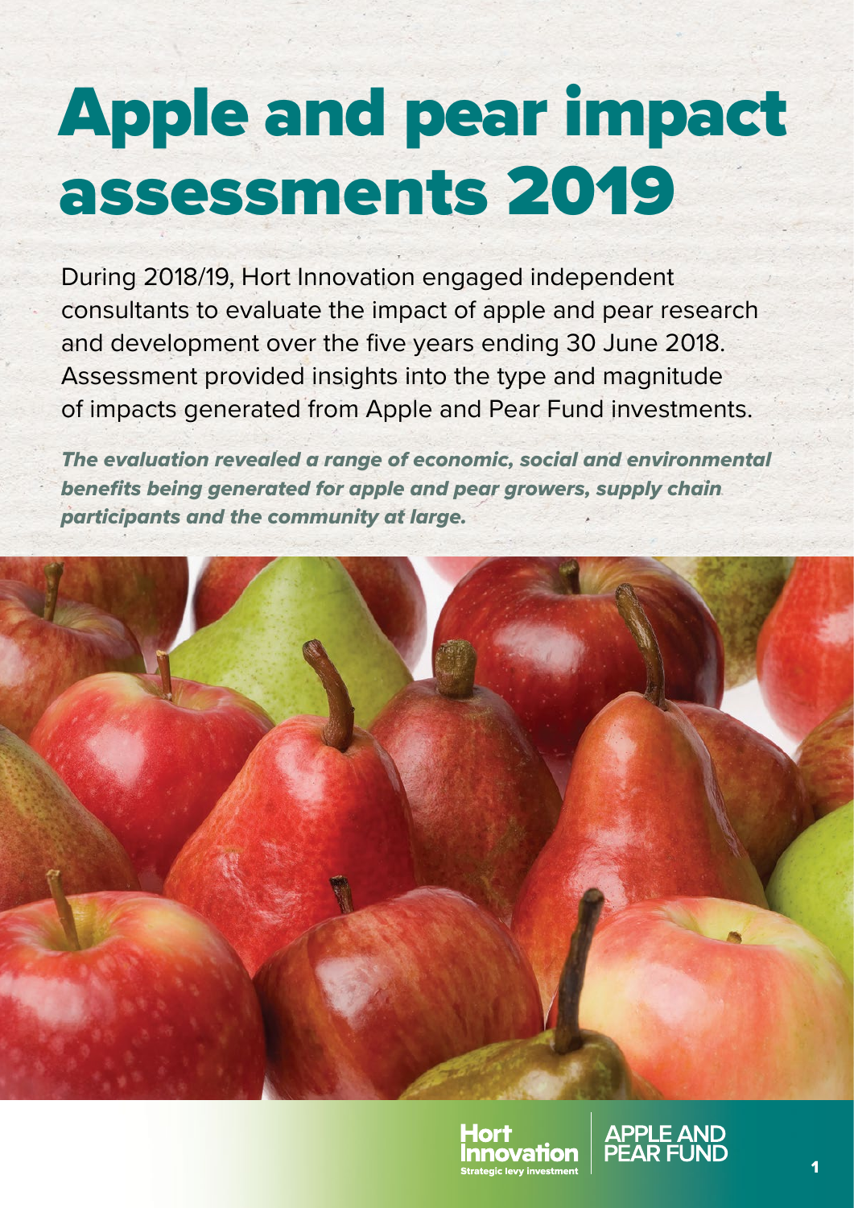# Apple and pear impact assessments 2019

During 2018/19, Hort Innovation engaged independent consultants to evaluate the impact of apple and pear research and development over the five years ending 30 June 2018. Assessment provided insights into the type and magnitude of impacts generated from Apple and Pear Fund investments.

***The evaluation revealed a range of economic, social and environmental benefits being generated for apple and pear growers, supply chain participants and the community at large.***

Hort Innovation
Strategic levy investment

APPLE AND PEAR FUND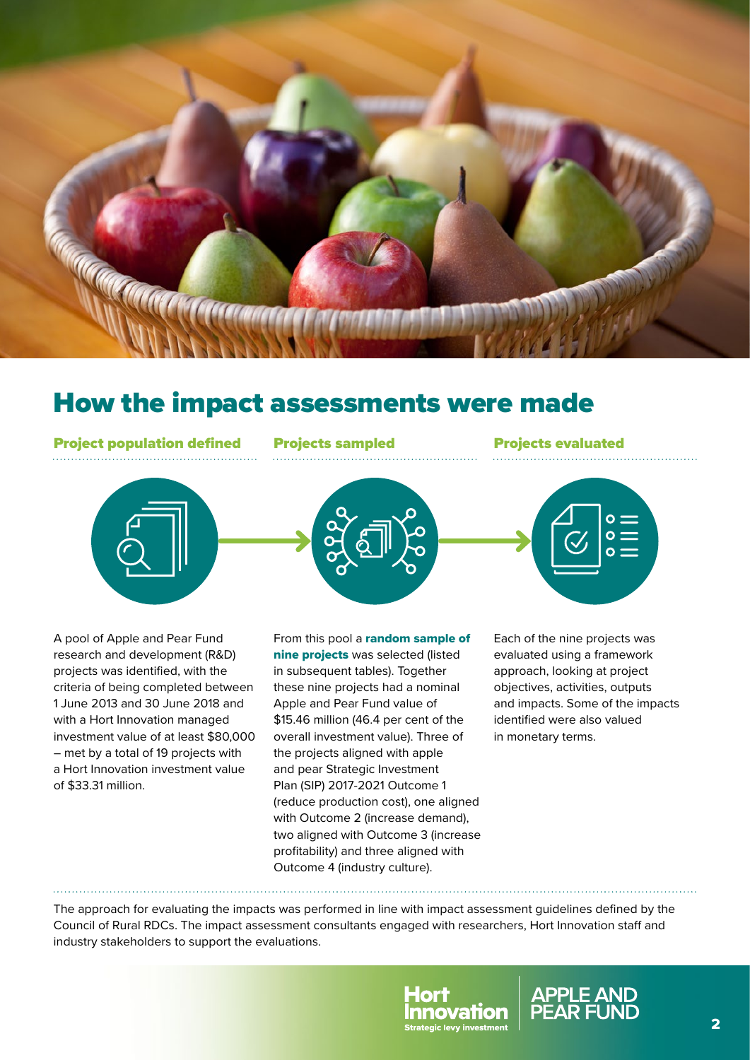# How the impact assessments were made

### Project population defined

A pool of Apple and Pear Fund research and development (R&D) projects was identified, with the criteria of being completed between 1 June 2013 and 30 June 2018 and with a Hort Innovation managed investment value of at least $80,000 – met by a total of 19 projects with a Hort Innovation investment value of $33.31 million.

### Projects sampled

From this pool a **random sample of nine projects** was selected (listed in subsequent tables). Together these nine projects had a nominal Apple and Pear Fund value of $15.46 million (46.4 per cent of the overall investment value). Three of the projects aligned with apple and pear Strategic Investment Plan (SIP) 2017-2021 Outcome 1 (reduce production cost), one aligned with Outcome 2 (increase demand), two aligned with Outcome 3 (increase profitability) and three aligned with Outcome 4 (industry culture).

### Projects evaluated

Each of the nine projects was evaluated using a framework approach, looking at project objectives, activities, outputs and impacts. Some of the impacts identified were also valued in monetary terms.

The approach for evaluating the impacts was performed in line with impact assessment guidelines defined by the Council of Rural RDCs. The impact assessment consultants engaged with researchers, Hort Innovation staff and industry stakeholders to support the evaluations.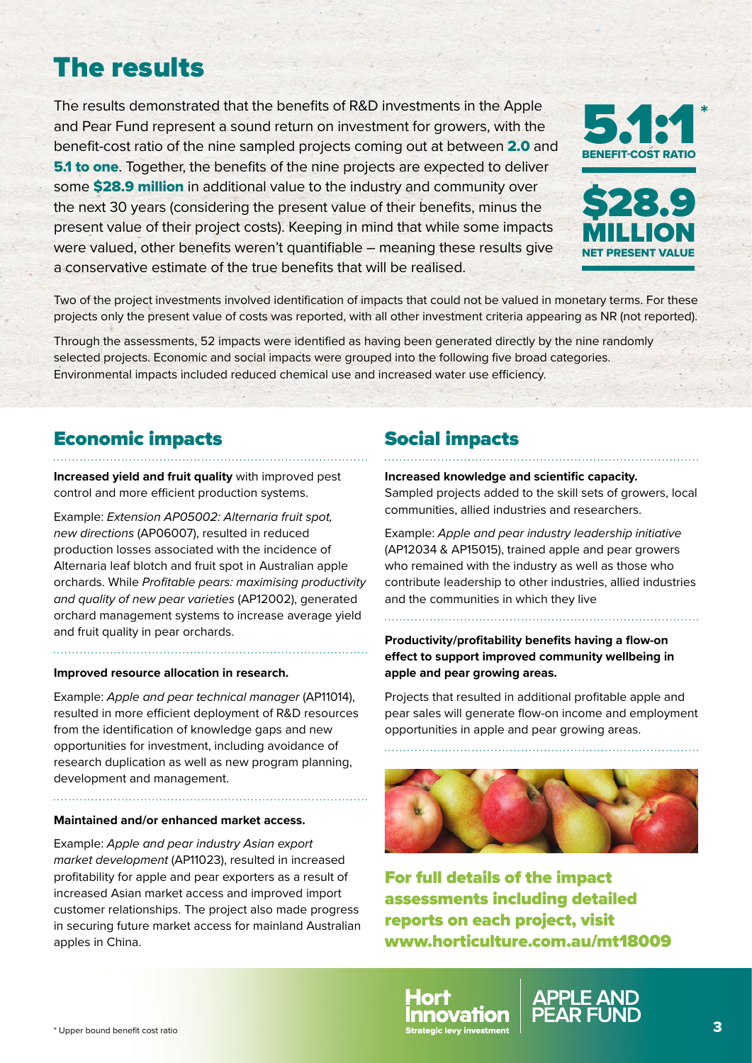# The results

The results demonstrated that the benefits of R&D investments in the Apple and Pear Fund represent a sound return on investment for growers, with the benefit-cost ratio of the nine sampled projects coming out at between **2.0** and **5.1 to one**. Together, the benefits of the nine projects are expected to deliver some **$28.9 million** in additional value to the industry and community over the next 30 years (considering the present value of their benefits, minus the present value of their project costs). Keeping in mind that while some impacts were valued, other benefits weren't quantifiable – meaning these results give a conservative estimate of the true benefits that will be realised.

**5.1:1*** BENEFIT-COST RATIO

**$28.9 MILLION** NET PRESENT VALUE

Two of the project investments involved identification of impacts that could not be valued in monetary terms. For these projects only the present value of costs was reported, with all other investment criteria appearing as NR (not reported).

Through the assessments, 52 impacts were identified as having been generated directly by the nine randomly selected projects. Economic and social impacts were grouped into the following five broad categories. Environmental impacts included reduced chemical use and increased water use efficiency.

## Economic impacts

**Increased yield and fruit quality** with improved pest control and more efficient production systems.

Example: *Extension AP05002: Alternaria fruit spot, new directions* (AP06007), resulted in reduced production losses associated with the incidence of Alternaria leaf blotch and fruit spot in Australian apple orchards. While *Profitable pears: maximising productivity and quality of new pear varieties* (AP12002), generated orchard management systems to increase average yield and fruit quality in pear orchards.

**Improved resource allocation in research.**

Example: *Apple and pear technical manager* (AP11014), resulted in more efficient deployment of R&D resources from the identification of knowledge gaps and new opportunities for investment, including avoidance of research duplication as well as new program planning, development and management.

**Maintained and/or enhanced market access.**

Example: *Apple and pear industry Asian export market development* (AP11023), resulted in increased profitability for apple and pear exporters as a result of increased Asian market access and improved import customer relationships. The project also made progress in securing future market access for mainland Australian apples in China.

## Social impacts

**Increased knowledge and scientific capacity.** Sampled projects added to the skill sets of growers, local communities, allied industries and researchers.

Example: *Apple and pear industry leadership initiative* (AP12034 & AP15015), trained apple and pear growers who remained with the industry as well as those who contribute leadership to other industries, allied industries and the communities in which they live

**Productivity/profitability benefits having a flow-on effect to support improved community wellbeing in apple and pear growing areas.**

Projects that resulted in additional profitable apple and pear sales will generate flow-on income and employment opportunities in apple and pear growing areas.

**For full details of the impact assessments including detailed reports on each project, visit www.horticulture.com.au/mt18009**

Hort Innovation – Strategic levy investment | APPLE AND PEAR FUND

* Upper bound benefit cost ratio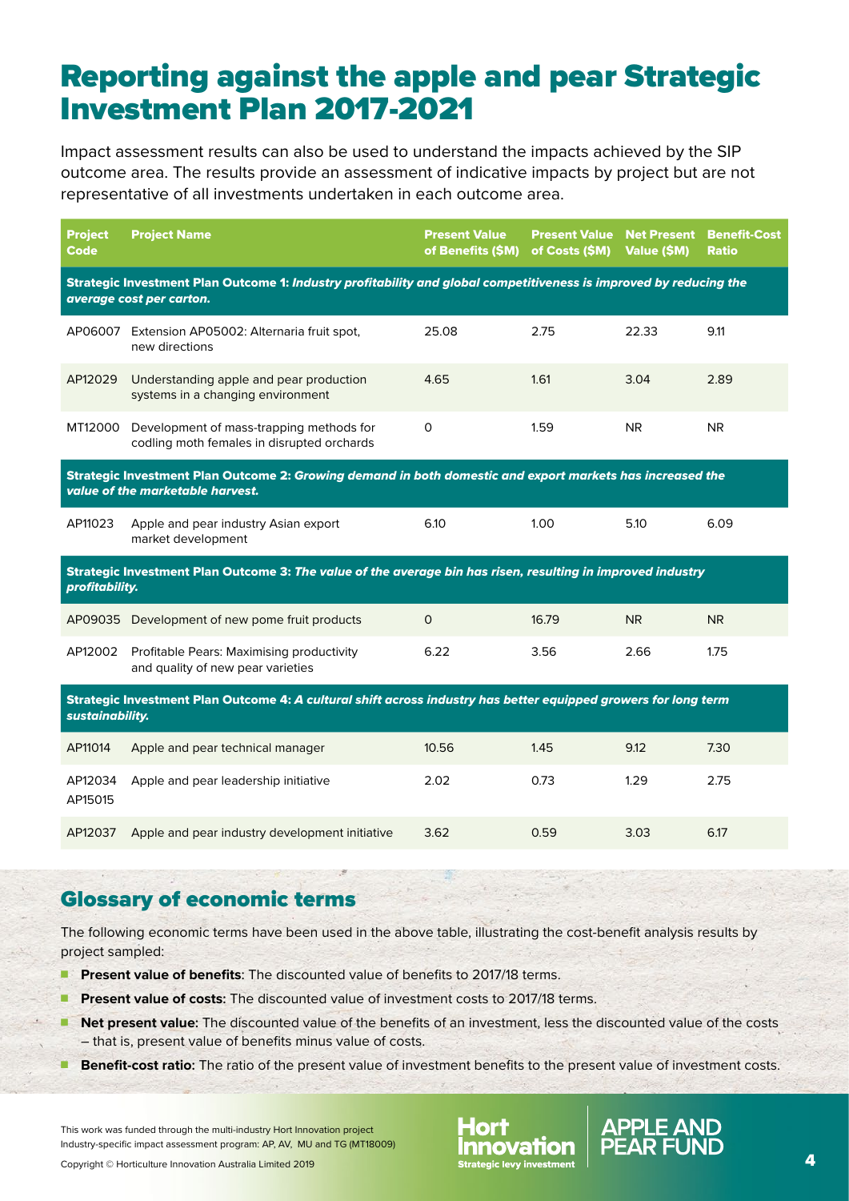# Reporting against the apple and pear Strategic Investment Plan 2017-2021

Impact assessment results can also be used to understand the impacts achieved by the SIP outcome area. The results provide an assessment of indicative impacts by project but are not representative of all investments undertaken in each outcome area.

| Project Code | Project Name | Present Value of Benefits ($M) | Present Value of Costs ($M) | Net Present Value ($M) | Benefit-Cost Ratio |
|---|---|---|---|---|---|
| **Strategic Investment Plan Outcome 1:** ***Industry profitability and global competitiveness is improved by reducing the average cost per carton.*** | | | | | |
| AP06007 | Extension AP05002: Alternaria fruit spot, new directions | 25.08 | 2.75 | 22.33 | 9.11 |
| AP12029 | Understanding apple and pear production systems in a changing environment | 4.65 | 1.61 | 3.04 | 2.89 |
| MT12000 | Development of mass-trapping methods for codling moth females in disrupted orchards | 0 | 1.59 | NR | NR |
| **Strategic Investment Plan Outcome 2:** ***Growing demand in both domestic and export markets has increased the value of the marketable harvest.*** | | | | | |
| AP11023 | Apple and pear industry Asian export market development | 6.10 | 1.00 | 5.10 | 6.09 |
| **Strategic Investment Plan Outcome 3:** ***The value of the average bin has risen, resulting in improved industry profitability.*** | | | | | |
| AP09035 | Development of new pome fruit products | 0 | 16.79 | NR | NR |
| AP12002 | Profitable Pears: Maximising productivity and quality of new pear varieties | 6.22 | 3.56 | 2.66 | 1.75 |
| **Strategic Investment Plan Outcome 4:** ***A cultural shift across industry has better equipped growers for long term sustainability.*** | | | | | |
| AP11014 | Apple and pear technical manager | 10.56 | 1.45 | 9.12 | 7.30 |
| AP12034 AP15015 | Apple and pear leadership initiative | 2.02 | 0.73 | 1.29 | 2.75 |
| AP12037 | Apple and pear industry development initiative | 3.62 | 0.59 | 3.03 | 6.17 |

## Glossary of economic terms

The following economic terms have been used in the above table, illustrating the cost-benefit analysis results by project sampled:

- **Present value of benefits**: The discounted value of benefits to 2017/18 terms.
- **Present value of costs:** The discounted value of investment costs to 2017/18 terms.
- **Net present value:** The discounted value of the benefits of an investment, less the discounted value of the costs – that is, present value of benefits minus value of costs.
- **Benefit-cost ratio:** The ratio of the present value of investment benefits to the present value of investment costs.

This work was funded through the multi-industry Hort Innovation project Industry-specific impact assessment program: AP, AV, MU and TG (MT18009)

Copyright © Horticulture Innovation Australia Limited 2019

Hort Innovation Strategic levy investment | APPLE AND PEAR FUND